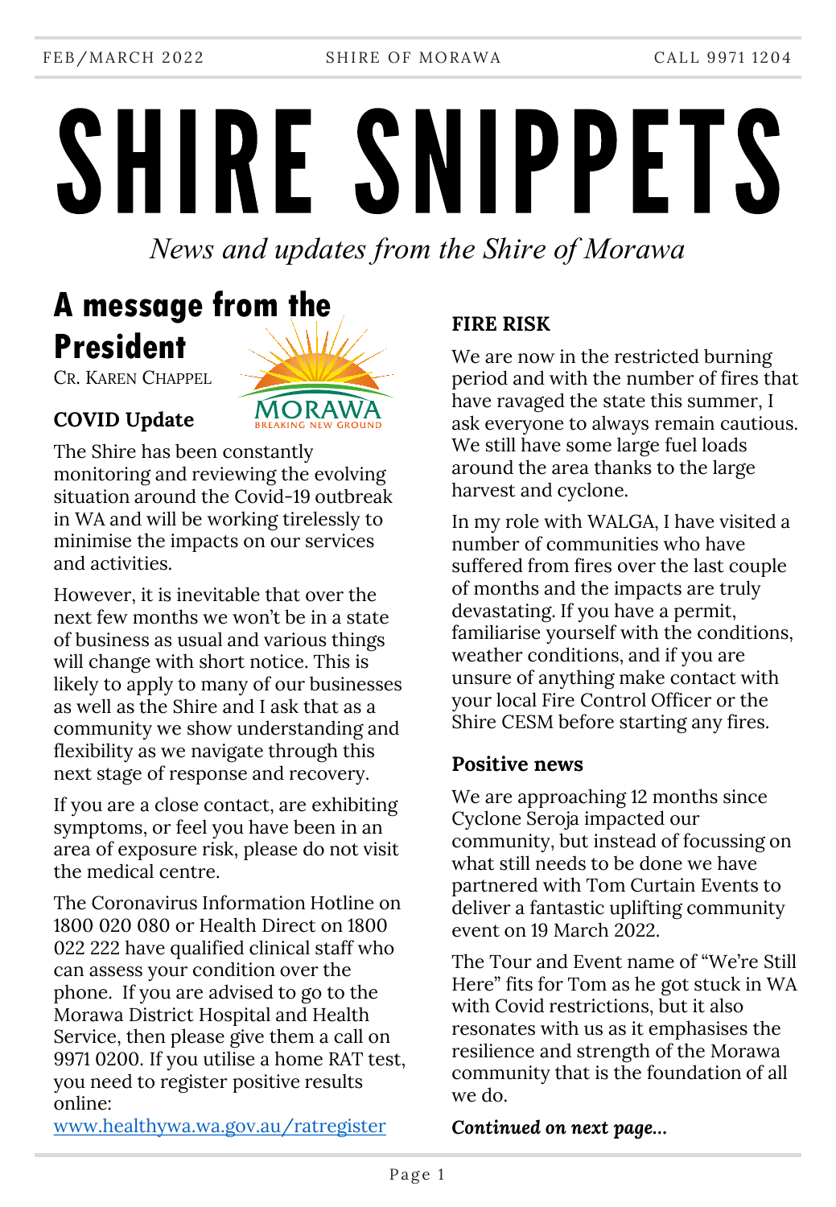# SHIRE SNIPPETS

*News and updates from the Shire of Morawa*

## A message from the President

CR. KAREN CHAPPEL

### COVID Update

The Shire has been constantly monitoring and reviewing the evolving situation around the Covid-19 outbreak in WA and will be working tirelessly to minimise the impacts on our services and activities.

However, it is inevitable that over the next few months we won't be in a state of business as usual and various things will change with short notice. This is likely to apply to many of our businesses as well as the Shire and I ask that as a community we show understanding and flexibility as we navigate through this next stage of response and recovery.

If you are a close contact, are exhibiting symptoms, or feel you have been in an area of exposure risk, please do not visit the medical centre.

The Coronavirus Information Hotline on 1800 020 080 or Health Direct on 1800 022 222 have qualified clinical staff who can assess your condition over the phone. If you are advised to go to the Morawa District Hospital and Health Service, then please give them a call on 9971 0200. If you utilise a home RAT test, you need to register positive results online: [www.healthywa.wa.gov.au/ratregister](www.healthywa.wa.gov.au/ratregister)

### FIRE RISK

We are now in the restricted burning period and with the number of fires that have ravaged the state this summer, I ask everyone to always remain cautious. We still have some large fuel loads around the area thanks to the large harvest and cyclone.

In my role with WALGA, I have visited a number of communities who have suffered from fires over the last couple of months and the impacts are truly devastating. If you have a permit, familiarise yourself with the conditions, weather conditions, and if you are unsure of anything make contact with your local Fire Control Officer or the Shire CESM before starting any fires.

### Positive news

We are approaching 12 months since Cyclone Seroja impacted our community, but instead of focussing on what still needs to be done we have partnered with Tom Curtain Events to deliver a fantastic uplifting community event on 19 March 2022.

The Tour and Event name of "We're Still Here" fits for Tom as he got stuck in WA with Covid restrictions, but it also resonates with us as it emphasises the resilience and strength of the Morawa community that is the foundation of all we do.

***Continued on next page...***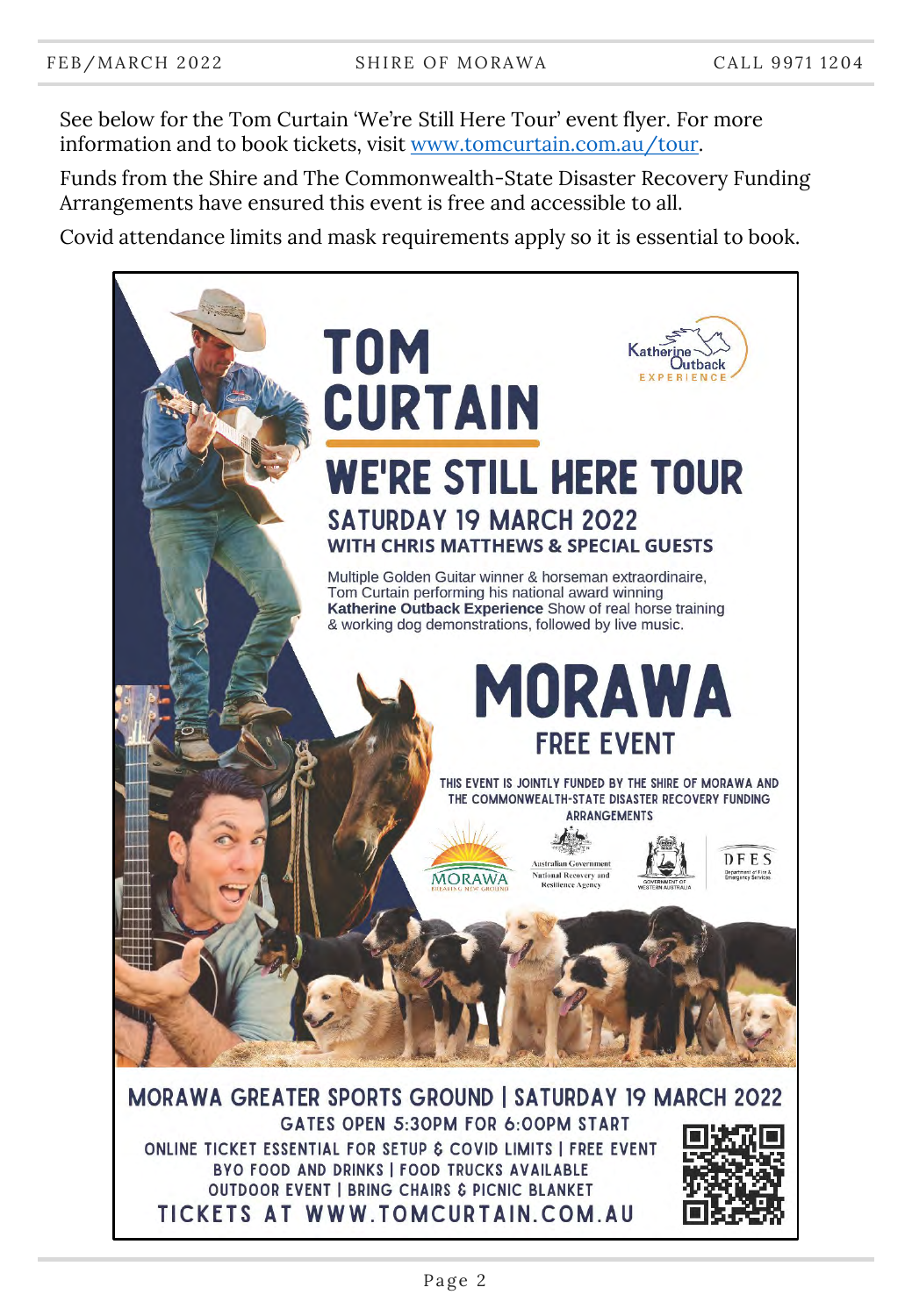See below for the Tom Curtain 'We're Still Here Tour' event flyer. For more information and to book tickets, visit [www.tomcurtain.com.au/tour](www.tomcurtain.com.au/tour).

Funds from the Shire and The Commonwealth-State Disaster Recovery Funding Arrangements have ensured this event is free and accessible to all.

Covid attendance limits and mask requirements apply so it is essential to book.

# TOM CURTAIN

Katherine Outback EXPERIENCE

## WE'RE STILL HERE TOUR

### SATURDAY 19 MARCH 2022

**WITH CHRIS MATTHEWS & SPECIAL GUESTS**

Multiple Golden Guitar winner & horseman extraordinaire, Tom Curtain performing his national award winning **Katherine Outback Experience** Show of real horse training & working dog demonstrations, followed by live music.

## MORAWA

### FREE EVENT

THIS EVENT IS JOINTLY FUNDED BY THE SHIRE OF MORAWA AND THE COMMONWEALTH-STATE DISASTER RECOVERY FUNDING ARRANGEMENTS

MORAWA BREAKING NEW GROUND | Australian Government National Recovery and Resilience Agency | GOVERNMENT OF WESTERN AUSTRALIA | DFES Department of Fire & Emergency Services

**MORAWA GREATER SPORTS GROUND | SATURDAY 19 MARCH 2022**

GATES OPEN 5:30PM FOR 6:00PM START

ONLINE TICKET ESSENTIAL FOR SETUP & COVID LIMITS | FREE EVENT

BYO FOOD AND DRINKS | FOOD TRUCKS AVAILABLE

OUTDOOR EVENT | BRING CHAIRS & PICNIC BLANKET

TICKETS AT WWW.TOMCURTAIN.COM.AU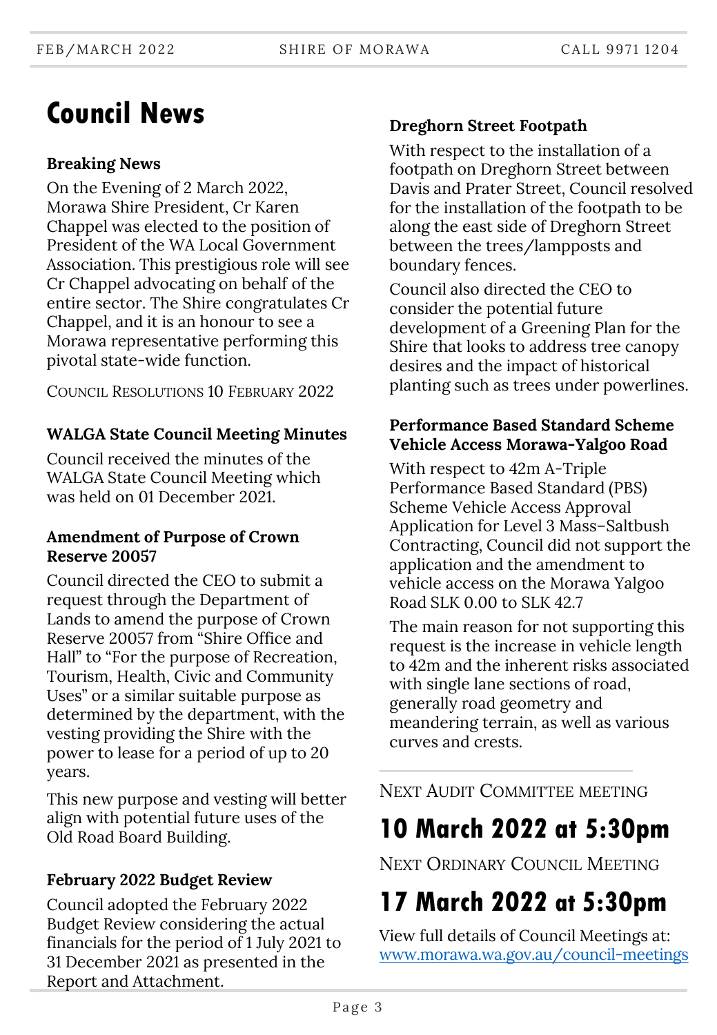# Council News

### Breaking News

On the Evening of 2 March 2022, Morawa Shire President, Cr Karen Chappel was elected to the position of President of the WA Local Government Association. This prestigious role will see Cr Chappel advocating on behalf of the entire sector. The Shire congratulates Cr Chappel, and it is an honour to see a Morawa representative performing this pivotal state-wide function.

COUNCIL RESOLUTIONS 10 FEBRUARY 2022

### WALGA State Council Meeting Minutes

Council received the minutes of the WALGA State Council Meeting which was held on 01 December 2021.

### Amendment of Purpose of Crown Reserve 20057

Council directed the CEO to submit a request through the Department of Lands to amend the purpose of Crown Reserve 20057 from "Shire Office and Hall" to "For the purpose of Recreation, Tourism, Health, Civic and Community Uses" or a similar suitable purpose as determined by the department, with the vesting providing the Shire with the power to lease for a period of up to 20 years.

This new purpose and vesting will better align with potential future uses of the Old Road Board Building.

### February 2022 Budget Review

Council adopted the February 2022 Budget Review considering the actual financials for the period of 1 July 2021 to 31 December 2021 as presented in the Report and Attachment.

### Dreghorn Street Footpath

With respect to the installation of a footpath on Dreghorn Street between Davis and Prater Street, Council resolved for the installation of the footpath to be along the east side of Dreghorn Street between the trees/lampposts and boundary fences.

Council also directed the CEO to consider the potential future development of a Greening Plan for the Shire that looks to address tree canopy desires and the impact of historical planting such as trees under powerlines.

### Performance Based Standard Scheme Vehicle Access Morawa-Yalgoo Road

With respect to 42m A-Triple Performance Based Standard (PBS) Scheme Vehicle Access Approval Application for Level 3 Mass–Saltbush Contracting, Council did not support the application and the amendment to vehicle access on the Morawa Yalgoo Road SLK 0.00 to SLK 42.7

The main reason for not supporting this request is the increase in vehicle length to 42m and the inherent risks associated with single lane sections of road, generally road geometry and meandering terrain, as well as various curves and crests.

---

NEXT AUDIT COMMITTEE MEETING

## 10 March 2022 at 5:30pm

NEXT ORDINARY COUNCIL MEETING

## 17 March 2022 at 5:30pm

View full details of Council Meetings at: [www.morawa.wa.gov.au/council-meetings](http://www.morawa.wa.gov.au/council-meetings)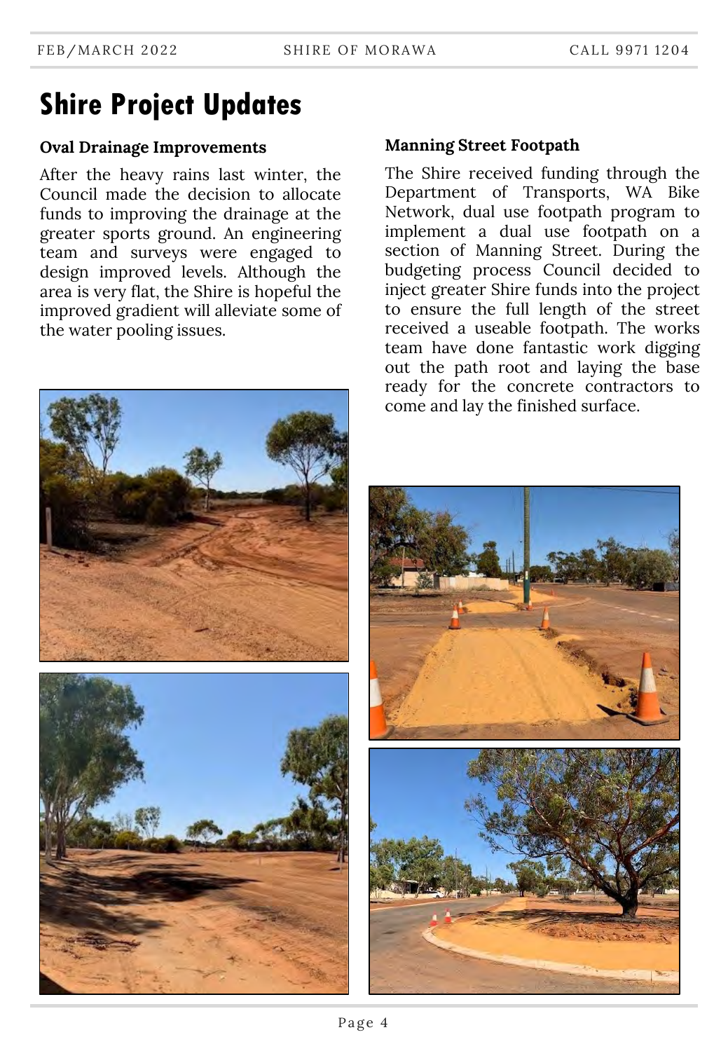# Shire Project Updates

### Oval Drainage Improvements

After the heavy rains last winter, the Council made the decision to allocate funds to improving the drainage at the greater sports ground. An engineering team and surveys were engaged to design improved levels. Although the area is very flat, the Shire is hopeful the improved gradient will alleviate some of the water pooling issues.

### Manning Street Footpath

The Shire received funding through the Department of Transports, WA Bike Network, dual use footpath program to implement a dual use footpath on a section of Manning Street. During the budgeting process Council decided to inject greater Shire funds into the project to ensure the full length of the street received a useable footpath. The works team have done fantastic work digging out the path root and laying the base ready for the concrete contractors to come and lay the finished surface.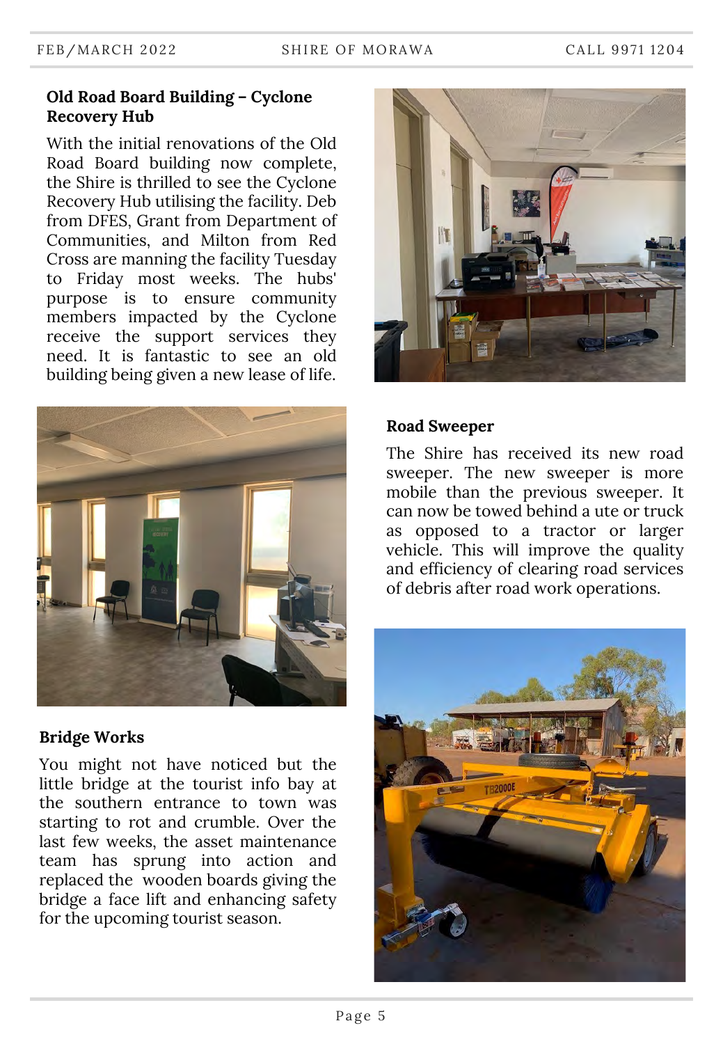## Old Road Board Building – Cyclone Recovery Hub

With the initial renovations of the Old Road Board building now complete, the Shire is thrilled to see the Cyclone Recovery Hub utilising the facility. Deb from DFES, Grant from Department of Communities, and Milton from Red Cross are manning the facility Tuesday to Friday most weeks. The hubs' purpose is to ensure community members impacted by the Cyclone receive the support services they need. It is fantastic to see an old building being given a new lease of life.

## Road Sweeper

The Shire has received its new road sweeper. The new sweeper is more mobile than the previous sweeper. It can now be towed behind a ute or truck as opposed to a tractor or larger vehicle. This will improve the quality and efficiency of clearing road services of debris after road work operations.

## Bridge Works

You might not have noticed but the little bridge at the tourist info bay at the southern entrance to town was starting to rot and crumble. Over the last few weeks, the asset maintenance team has sprung into action and replaced the wooden boards giving the bridge a face lift and enhancing safety for the upcoming tourist season.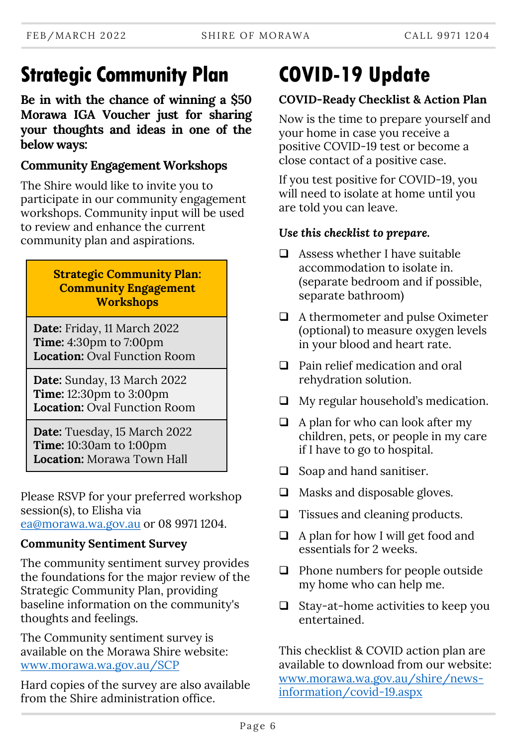# Strategic Community Plan

**Be in with the chance of winning a $50 Morawa IGA Voucher just for sharing your thoughts and ideas in one of the below ways:**

### Community Engagement Workshops

The Shire would like to invite you to participate in our community engagement workshops. Community input will be used to review and enhance the current community plan and aspirations.

| Strategic Community Plan: Community Engagement Workshops |
|---|
| **Date:** Friday, 11 March 2022<br>**Time:** 4:30pm to 7:00pm<br>**Location:** Oval Function Room |
| **Date:** Sunday, 13 March 2022<br>**Time:** 12:30pm to 3:00pm<br>**Location:** Oval Function Room |
| **Date:** Tuesday, 15 March 2022<br>**Time:** 10:30am to 1:00pm<br>**Location:** Morawa Town Hall |

Please RSVP for your preferred workshop session(s), to Elisha via ea@morawa.wa.gov.au or 08 9971 1204.

### Community Sentiment Survey

The community sentiment survey provides the foundations for the major review of the Strategic Community Plan, providing baseline information on the community's thoughts and feelings.

The Community sentiment survey is available on the Morawa Shire website: www.morawa.wa.gov.au/SCP

Hard copies of the survey are also available from the Shire administration office.

# COVID-19 Update

### COVID-Ready Checklist & Action Plan

Now is the time to prepare yourself and your home in case you receive a positive COVID-19 test or become a close contact of a positive case.

If you test positive for COVID-19, you will need to isolate at home until you are told you can leave.

***Use this checklist to prepare.***

- ❑ Assess whether I have suitable accommodation to isolate in. (separate bedroom and if possible, separate bathroom)
- ❑ A thermometer and pulse Oximeter (optional) to measure oxygen levels in your blood and heart rate.
- ❑ Pain relief medication and oral rehydration solution.
- ❑ My regular household's medication.
- ❑ A plan for who can look after my children, pets, or people in my care if I have to go to hospital.
- ❑ Soap and hand sanitiser.
- ❑ Masks and disposable gloves.
- ❑ Tissues and cleaning products.
- ❑ A plan for how I will get food and essentials for 2 weeks.
- ❑ Phone numbers for people outside my home who can help me.
- ❑ Stay-at-home activities to keep you entertained.

This checklist & COVID action plan are available to download from our website: www.morawa.wa.gov.au/shire/news-information/covid-19.aspx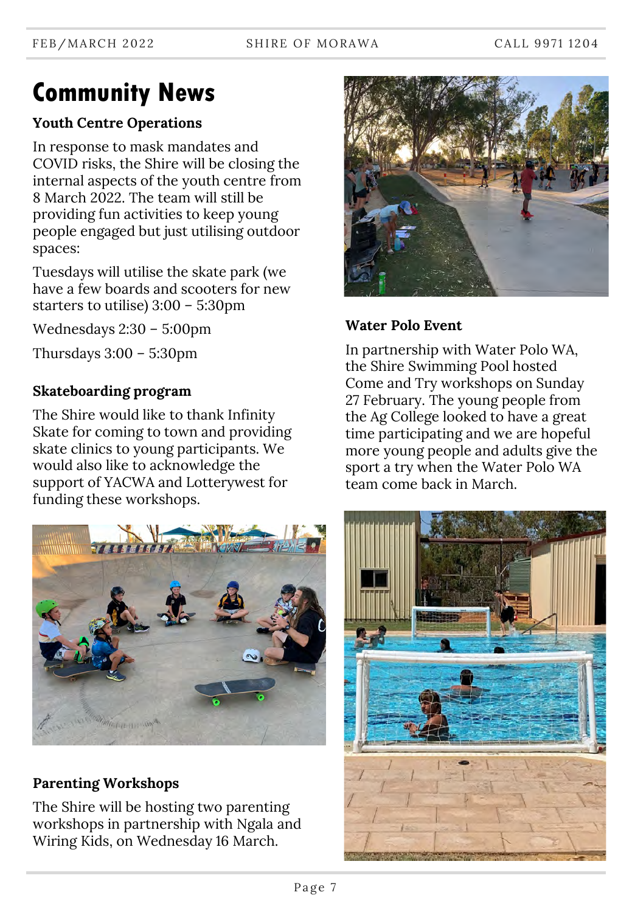# Community News

### Youth Centre Operations

In response to mask mandates and COVID risks, the Shire will be closing the internal aspects of the youth centre from 8 March 2022. The team will still be providing fun activities to keep young people engaged but just utilising outdoor spaces:

Tuesdays will utilise the skate park (we have a few boards and scooters for new starters to utilise) 3:00 – 5:30pm

Wednesdays 2:30 – 5:00pm

Thursdays 3:00 – 5:30pm

### Skateboarding program

The Shire would like to thank Infinity Skate for coming to town and providing skate clinics to young participants. We would also like to acknowledge the support of YACWA and Lotterywest for funding these workshops.

### Parenting Workshops

The Shire will be hosting two parenting workshops in partnership with Ngala and Wiring Kids, on Wednesday 16 March.

### Water Polo Event

In partnership with Water Polo WA, the Shire Swimming Pool hosted Come and Try workshops on Sunday 27 February. The young people from the Ag College looked to have a great time participating and we are hopeful more young people and adults give the sport a try when the Water Polo WA team come back in March.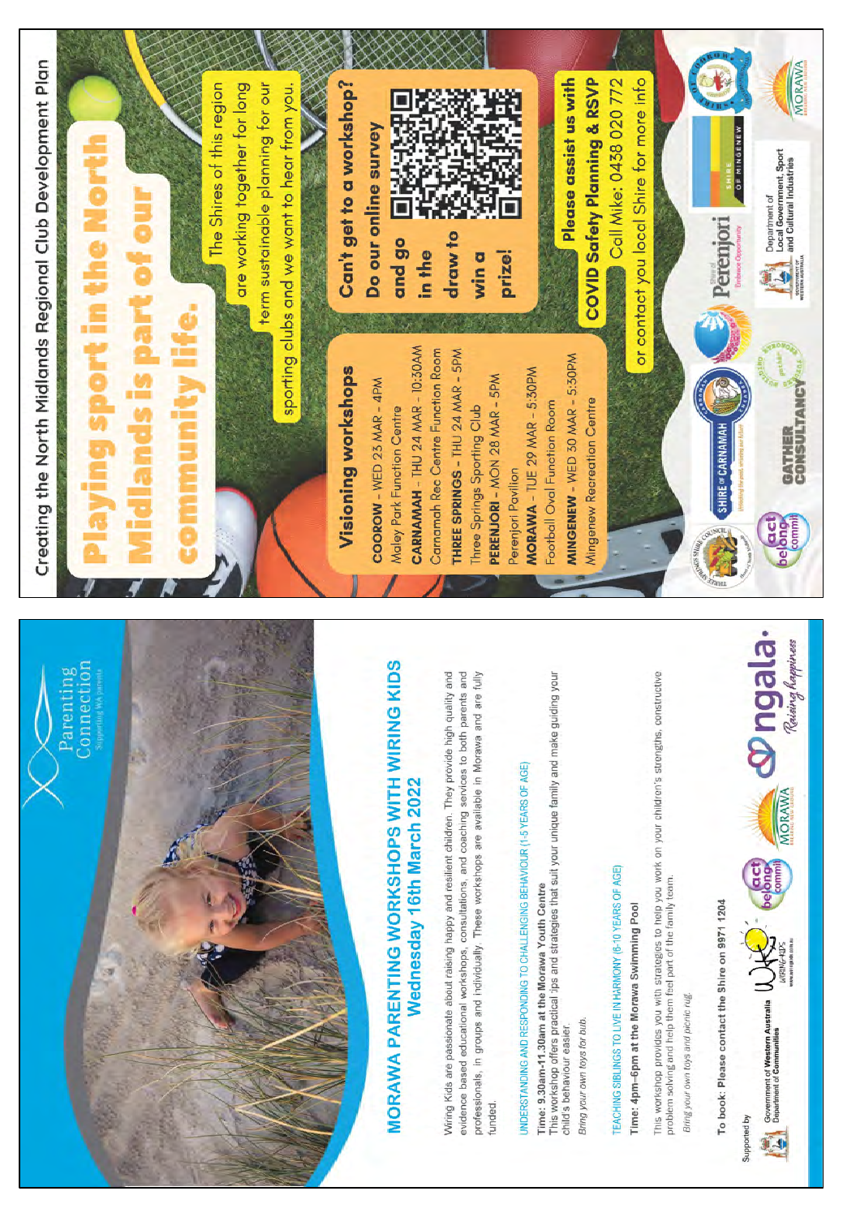# MORAWA PARENTING WORKSHOPS WITH WIRING KIDS

## Wednesday 16th March 2022

Parenting Connection
Supporting WA parents

Wiring Kids are passionate about raising happy and resilient children. They provide high quality and evidence based educational workshops, consultations, and coaching services to both parents and professionals, in groups and individually. These workshops are available in Morawa and are fully funded.

UNDERSTANDING AND RESPONDING TO CHALLENGING BEHAVIOUR (1-5 YEARS OF AGE)

**Time: 9.30am-11.30am at the Morawa Youth Centre**

This workshop offers practical tips and strategies that suit your unique family and make guiding your child's behaviour easier.

*Bring your own toys for bub.*

TEACHING SIBLINGS TO LIVE IN HARMONY (6-10 YEARS OF AGE)

**Time: 4pm-6pm at the Morawa Swimming Pool**

This workshop provides you with strategies to help you work on your children's strengths, constructive problem solving and help them feel part of the family team.

*Bring your own toys and picnic rug.*

**To book: Please contact the Shire on 9971 1204**

Supported by

Government of Western Australia Department of Communities

Wiring Kids

act belong commit

Morawa

ngala Raising happiness

---

# Creating the North Midlands Regional Club Development Plan

## Playing sport in the North Midlands is part of our community life.

The Shires of this region are working together for long term sustainable planning for our sporting clubs and we want to hear from you.

### Visioning workshops

**COOROW** - WED 23 MAR - 4PM
Maley Park Function Centre

**CARNAMAH** - THU 24 MAR - 10:30AM
Carnamah Rec Centre Function Room

**THREE SPRINGS** - THU 24 MAR - 5PM
Three Springs Sporting Club

**PERENJORI** - MON 28 MAR - 5PM
Perenjori Pavilion

**MORAWA** - TUE 29 MAR - 5:30PM
Football Oval Function Room

**MINGENEW** - WED 30 MAR - 5:30PM
Mingenew Recreation Centre

### Can't get to a workshop?

**Do our online survey and go in the draw to win a prize!**

**Please assist us with COVID Safety Planning & RSVP**

Call Mike: 0438 020 772

or contact you local Shire for more info

Three Springs Shire Council

act belong commit

Shire of Carnamah

Gather Consultancy

Perenjori

Shire of Mingenew

Department of Local Government, Sport and Cultural Industries

Shire of Coorow

Morawa